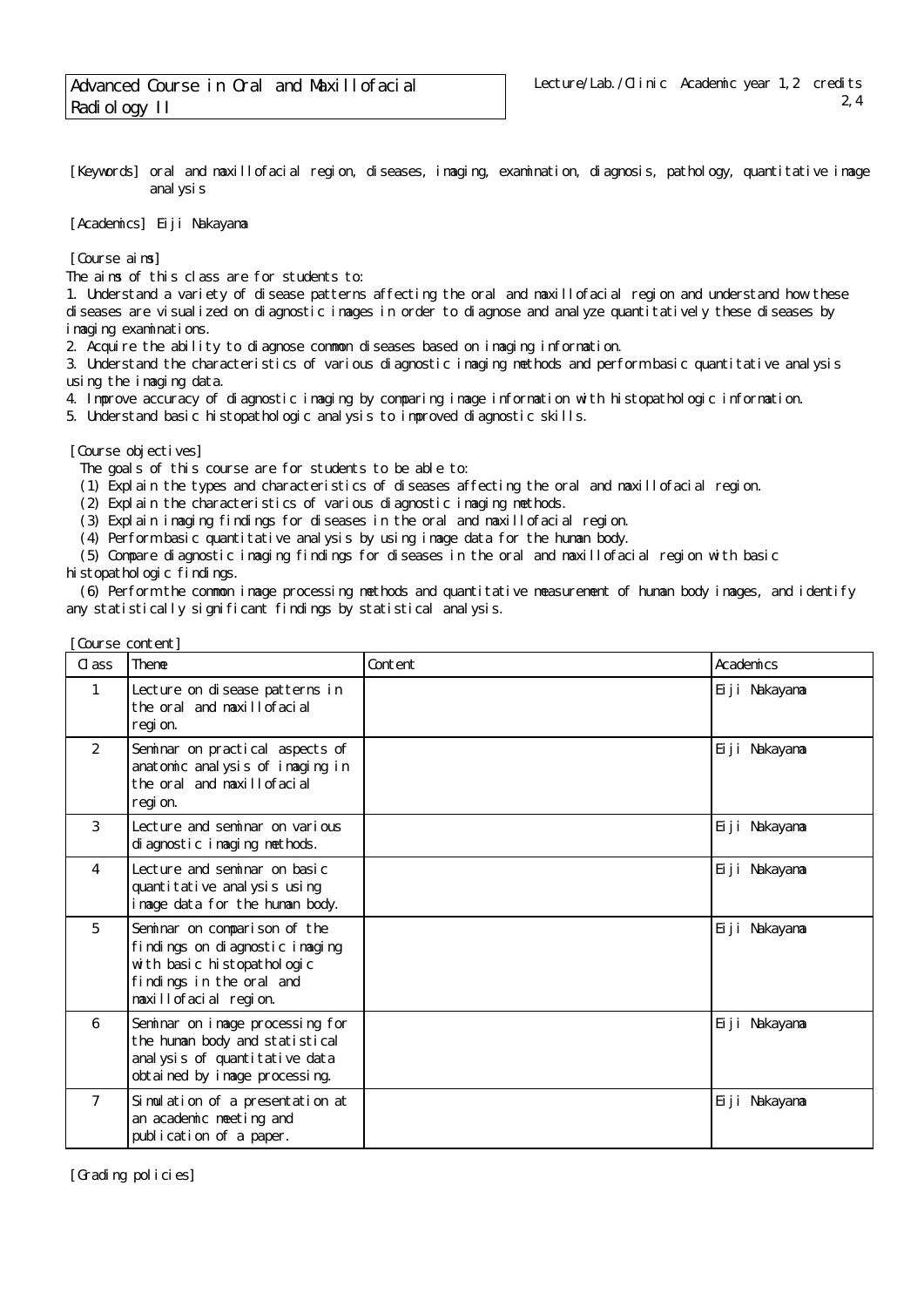# Advanced Course in Oral and Maxillofacial Radiology II

Lecture/Lab./Clinic Academic year 1,2 credits 2,4

[Keywords] oral and maxillofacial region, diseases, imaging, examination, diagnosis, pathology, quantitative image analysis

[Academics] Eiji Nakayama

[Course aims]

The aims of this class are for students to:

1. Understand a variety of disease patterns affecting the oral and maxillofacial region and understand how these diseases are visualized on diagnostic images in order to diagnose and analyze quantitatively these diseases by imaging examinations.
2. Acquire the ability to diagnose common diseases based on imaging information.
3. Understand the characteristics of various diagnostic imaging methods and perform basic quantitative analysis using the imaging data.
4. Improve accuracy of diagnostic imaging by comparing image information with histopathologic information.
5. Understand basic histopathologic analysis to improved diagnostic skills.

[Course objectives]

The goals of this course are for students to be able to:

(1) Explain the types and characteristics of diseases affecting the oral and maxillofacial region.
(2) Explain the characteristics of various diagnostic imaging methods.
(3) Explain imaging findings for diseases in the oral and maxillofacial region.
(4) Perform basic quantitative analysis by using image data for the human body.
(5) Compare diagnostic imaging findings for diseases in the oral and maxillofacial region with basic histopathologic findings.
(6) Perform the common image processing methods and quantitative measurement of human body images, and identify any statistically significant findings by statistical analysis.

[Course content]

| Class | Theme | Content | Academics |
|---|---|---|---|
| 1 | Lecture on disease patterns in the oral and maxillofacial region. | | Eiji Nakayama |
| 2 | Seminar on practical aspects of anatomic analysis of imaging in the oral and maxillofacial region. | | Eiji Nakayama |
| 3 | Lecture and seminar on various diagnostic imaging methods. | | Eiji Nakayama |
| 4 | Lecture and seminar on basic quantitative analysis using image data for the human body. | | Eiji Nakayama |
| 5 | Seminar on comparison of the findings on diagnostic imaging with basic histopathologic findings in the oral and maxillofacial region. | | Eiji Nakayama |
| 6 | Seminar on image processing for the human body and statistical analysis of quantitative data obtained by image processing. | | Eiji Nakayama |
| 7 | Simulation of a presentation at an academic meeting and publication of a paper. | | Eiji Nakayama |

[Grading policies]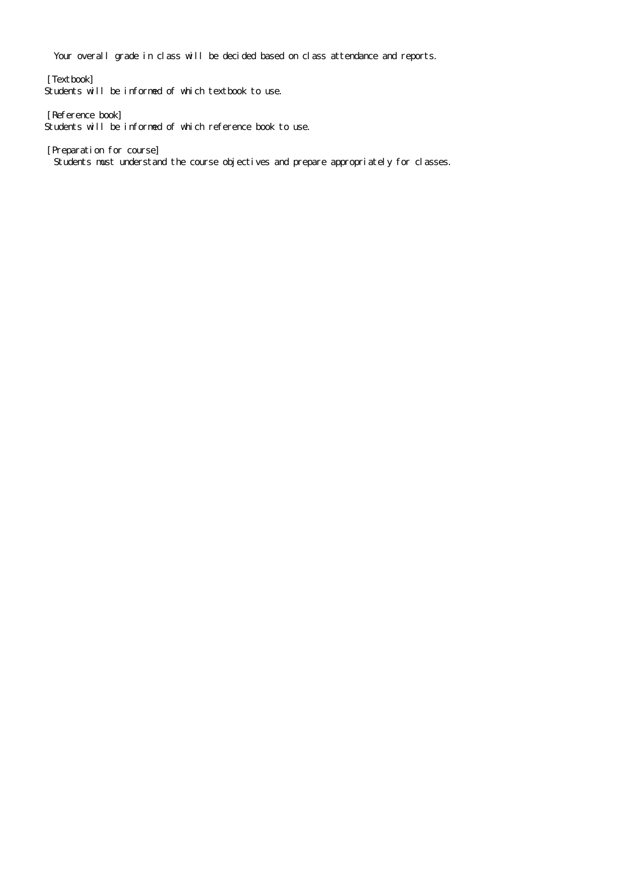Your overall grade in class will be decided based on class attendance and reports.

[Textbook]
Students will be informed of which textbook to use.

[Reference book]
Students will be informed of which reference book to use.

[Preparation for course]
Students must understand the course objectives and prepare appropriately for classes.